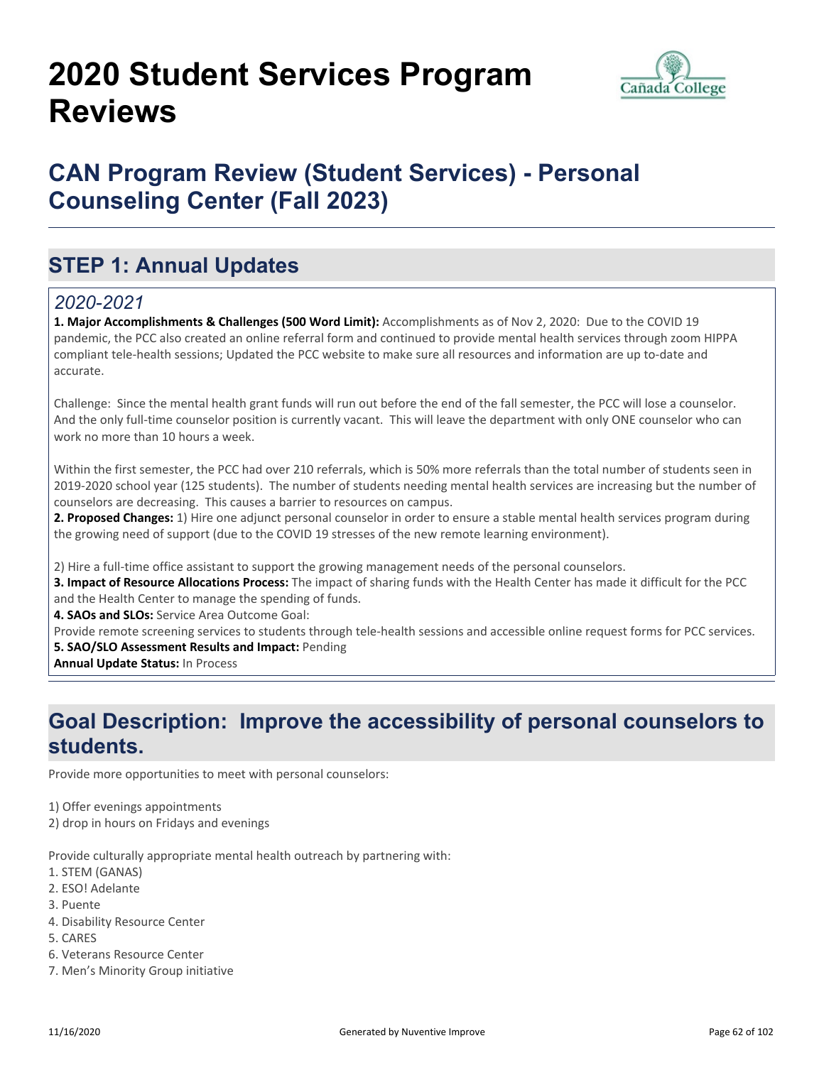# 2020 Student Services Program Reviews

## CAN Program Review (Student Services) - Personal Counseling Center (Fall 2023)

## STEP 1: Annual Updates

### *2020-2021*

**1. Major Accomplishments & Challenges (500 Word Limit):** Accomplishments as of Nov 2, 2020: Due to the COVID 19 pandemic, the PCC also created an online referral form and continued to provide mental health services through zoom HIPPA compliant tele-health sessions; Updated the PCC website to make sure all resources and information are up to-date and accurate.

Challenge: Since the mental health grant funds will run out before the end of the fall semester, the PCC will lose a counselor. And the only full-time counselor position is currently vacant. This will leave the department with only ONE counselor who can work no more than 10 hours a week.

Within the first semester, the PCC had over 210 referrals, which is 50% more referrals than the total number of students seen in 2019-2020 school year (125 students). The number of students needing mental health services are increasing but the number of counselors are decreasing. This causes a barrier to resources on campus.

**2. Proposed Changes:** 1) Hire one adjunct personal counselor in order to ensure a stable mental health services program during the growing need of support (due to the COVID 19 stresses of the new remote learning environment).

2) Hire a full-time office assistant to support the growing management needs of the personal counselors.

**3. Impact of Resource Allocations Process:** The impact of sharing funds with the Health Center has made it difficult for the PCC and the Health Center to manage the spending of funds.

**4. SAOs and SLOs:** Service Area Outcome Goal:

Provide remote screening services to students through tele-health sessions and accessible online request forms for PCC services.

**5. SAO/SLO Assessment Results and Impact:** Pending

**Annual Update Status:** In Process

## Goal Description: Improve the accessibility of personal counselors to students.

Provide more opportunities to meet with personal counselors:

1) Offer evenings appointments
2) drop in hours on Fridays and evenings

Provide culturally appropriate mental health outreach by partnering with:

1. STEM (GANAS)
2. ESO! Adelante
3. Puente
4. Disability Resource Center
5. CARES
6. Veterans Resource Center
7. Men's Minority Group initiative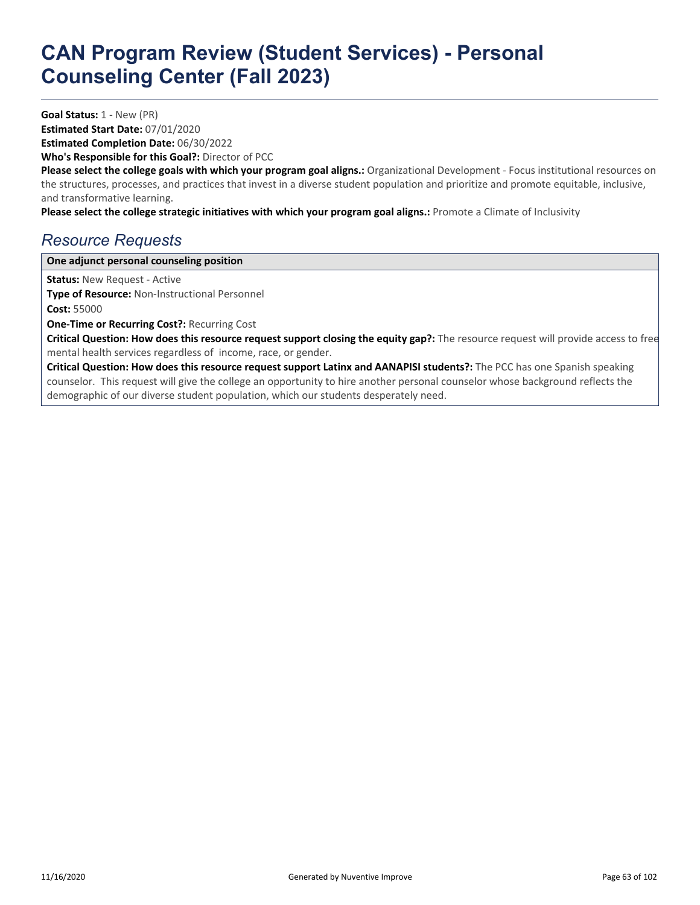# CAN Program Review (Student Services) - Personal Counseling Center (Fall 2023)

**Goal Status:** 1 - New (PR)
**Estimated Start Date:** 07/01/2020
**Estimated Completion Date:** 06/30/2022
**Who's Responsible for this Goal?:** Director of PCC
**Please select the college goals with which your program goal aligns.:** Organizational Development - Focus institutional resources on the structures, processes, and practices that invest in a diverse student population and prioritize and promote equitable, inclusive, and transformative learning.
**Please select the college strategic initiatives with which your program goal aligns.:** Promote a Climate of Inclusivity

## *Resource Requests*

**One adjunct personal counseling position**

**Status:** New Request - Active
**Type of Resource:** Non-Instructional Personnel
**Cost:** 55000
**One-Time or Recurring Cost?:** Recurring Cost
**Critical Question: How does this resource request support closing the equity gap?:** The resource request will provide access to free mental health services regardless of income, race, or gender.
**Critical Question: How does this resource request support Latinx and AANAPISI students?:** The PCC has one Spanish speaking counselor. This request will give the college an opportunity to hire another personal counselor whose background reflects the demographic of our diverse student population, which our students desperately need.